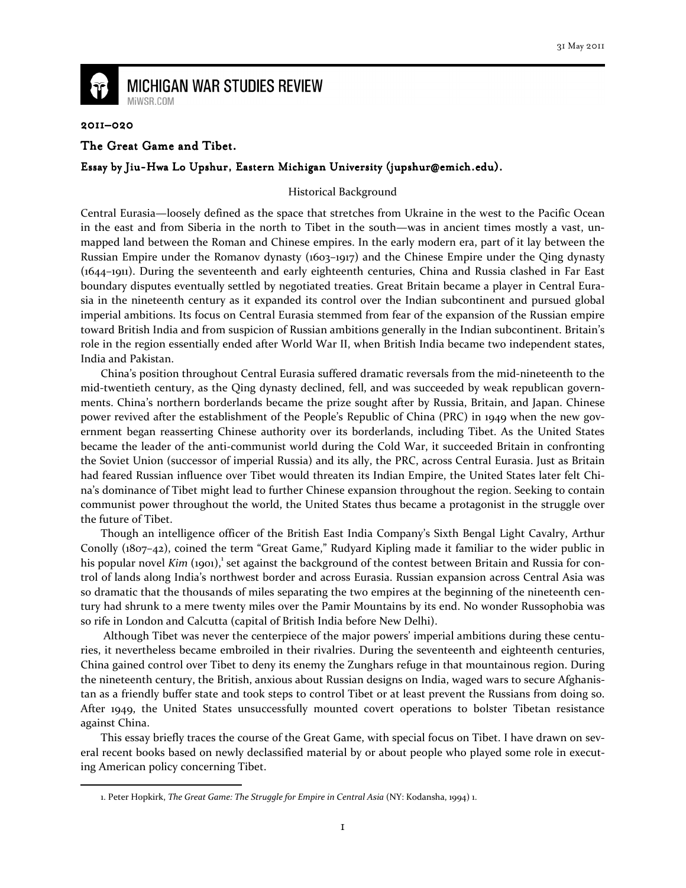31 May 2011

**MICHIGAN WAR STUDIES REVIEW**
MiWSR.COM

2011–020

## The Great Game and Tibet.

### Essay by Jiu-Hwa Lo Upshur, Eastern Michigan University (jupshur@emich.edu).

Historical Background

Central Eurasia—loosely defined as the space that stretches from Ukraine in the west to the Pacific Ocean in the east and from Siberia in the north to Tibet in the south—was in ancient times mostly a vast, unmapped land between the Roman and Chinese empires. In the early modern era, part of it lay between the Russian Empire under the Romanov dynasty (1603–1917) and the Chinese Empire under the Qing dynasty (1644–1911). During the seventeenth and early eighteenth centuries, China and Russia clashed in Far East boundary disputes eventually settled by negotiated treaties. Great Britain became a player in Central Eurasia in the nineteenth century as it expanded its control over the Indian subcontinent and pursued global imperial ambitions. Its focus on Central Eurasia stemmed from fear of the expansion of the Russian empire toward British India and from suspicion of Russian ambitions generally in the Indian subcontinent. Britain's role in the region essentially ended after World War II, when British India became two independent states, India and Pakistan.

China's position throughout Central Eurasia suffered dramatic reversals from the mid-nineteenth to the mid-twentieth century, as the Qing dynasty declined, fell, and was succeeded by weak republican governments. China's northern borderlands became the prize sought after by Russia, Britain, and Japan. Chinese power revived after the establishment of the People's Republic of China (PRC) in 1949 when the new government began reasserting Chinese authority over its borderlands, including Tibet. As the United States became the leader of the anti-communist world during the Cold War, it succeeded Britain in confronting the Soviet Union (successor of imperial Russia) and its ally, the PRC, across Central Eurasia. Just as Britain had feared Russian influence over Tibet would threaten its Indian Empire, the United States later felt China's dominance of Tibet might lead to further Chinese expansion throughout the region. Seeking to contain communist power throughout the world, the United States thus became a protagonist in the struggle over the future of Tibet.

Though an intelligence officer of the British East India Company's Sixth Bengal Light Cavalry, Arthur Conolly (1807–42), coined the term "Great Game," Rudyard Kipling made it familiar to the wider public in his popular novel *Kim* (1901),[1] set against the background of the contest between Britain and Russia for control of lands along India's northwest border and across Eurasia. Russian expansion across Central Asia was so dramatic that the thousands of miles separating the two empires at the beginning of the nineteenth century had shrunk to a mere twenty miles over the Pamir Mountains by its end. No wonder Russophobia was so rife in London and Calcutta (capital of British India before New Delhi).

Although Tibet was never the centerpiece of the major powers' imperial ambitions during these centuries, it nevertheless became embroiled in their rivalries. During the seventeenth and eighteenth centuries, China gained control over Tibet to deny its enemy the Zunghars refuge in that mountainous region. During the nineteenth century, the British, anxious about Russian designs on India, waged wars to secure Afghanistan as a friendly buffer state and took steps to control Tibet or at least prevent the Russians from doing so. After 1949, the United States unsuccessfully mounted covert operations to bolster Tibetan resistance against China.

This essay briefly traces the course of the Great Game, with special focus on Tibet. I have drawn on several recent books based on newly declassified material by or about people who played some role in executing American policy concerning Tibet.

---

1. Peter Hopkirk, *The Great Game: The Struggle for Empire in Central Asia* (NY: Kodansha, 1994) 1.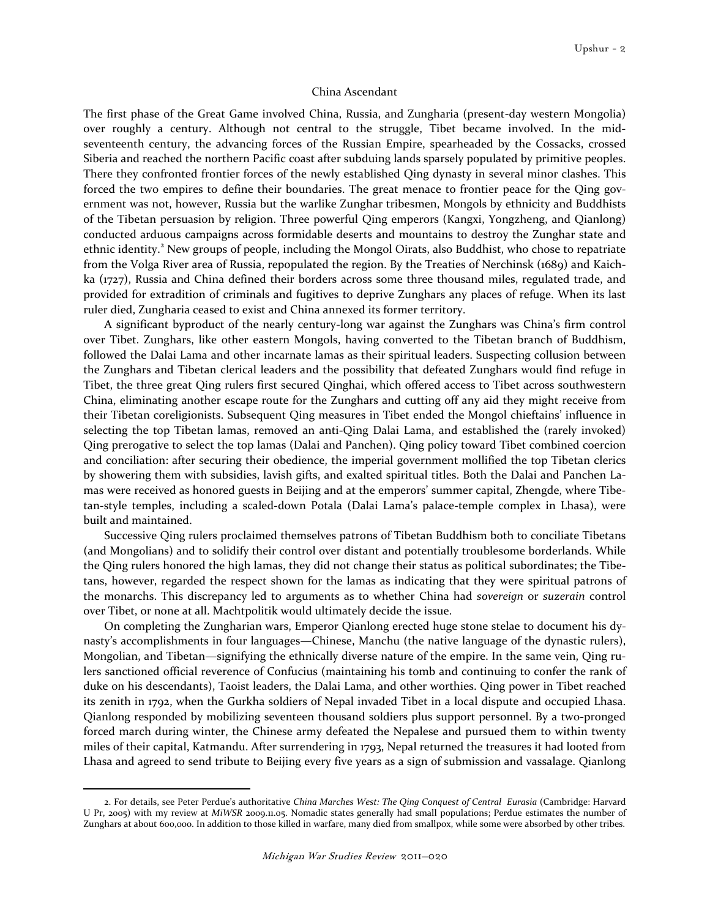## China Ascendant

The first phase of the Great Game involved China, Russia, and Zungharia (present-day western Mongolia) over roughly a century. Although not central to the struggle, Tibet became involved. In the mid-seventeenth century, the advancing forces of the Russian Empire, spearheaded by the Cossacks, crossed Siberia and reached the northern Pacific coast after subduing lands sparsely populated by primitive peoples. There they confronted frontier forces of the newly established Qing dynasty in several minor clashes. This forced the two empires to define their boundaries. The great menace to frontier peace for the Qing government was not, however, Russia but the warlike Zunghar tribesmen, Mongols by ethnicity and Buddhists of the Tibetan persuasion by religion. Three powerful Qing emperors (Kangxi, Yongzheng, and Qianlong) conducted arduous campaigns across formidable deserts and mountains to destroy the Zunghar state and ethnic identity.[2] New groups of people, including the Mongol Oirats, also Buddhist, who chose to repatriate from the Volga River area of Russia, repopulated the region. By the Treaties of Nerchinsk (1689) and Kaichka (1727), Russia and China defined their borders across some three thousand miles, regulated trade, and provided for extradition of criminals and fugitives to deprive Zunghars any places of refuge. When its last ruler died, Zungharia ceased to exist and China annexed its former territory.

A significant byproduct of the nearly century-long war against the Zunghars was China's firm control over Tibet. Zunghars, like other eastern Mongols, having converted to the Tibetan branch of Buddhism, followed the Dalai Lama and other incarnate lamas as their spiritual leaders. Suspecting collusion between the Zunghars and Tibetan clerical leaders and the possibility that defeated Zunghars would find refuge in Tibet, the three great Qing rulers first secured Qinghai, which offered access to Tibet across southwestern China, eliminating another escape route for the Zunghars and cutting off any aid they might receive from their Tibetan coreligionists. Subsequent Qing measures in Tibet ended the Mongol chieftains' influence in selecting the top Tibetan lamas, removed an anti-Qing Dalai Lama, and established the (rarely invoked) Qing prerogative to select the top lamas (Dalai and Panchen). Qing policy toward Tibet combined coercion and conciliation: after securing their obedience, the imperial government mollified the top Tibetan clerics by showering them with subsidies, lavish gifts, and exalted spiritual titles. Both the Dalai and Panchen Lamas were received as honored guests in Beijing and at the emperors' summer capital, Zhengde, where Tibetan-style temples, including a scaled-down Potala (Dalai Lama's palace-temple complex in Lhasa), were built and maintained.

Successive Qing rulers proclaimed themselves patrons of Tibetan Buddhism both to conciliate Tibetans (and Mongolians) and to solidify their control over distant and potentially troublesome borderlands. While the Qing rulers honored the high lamas, they did not change their status as political subordinates; the Tibetans, however, regarded the respect shown for the lamas as indicating that they were spiritual patrons of the monarchs. This discrepancy led to arguments as to whether China had *sovereign* or *suzerain* control over Tibet, or none at all. Machtpolitik would ultimately decide the issue.

On completing the Zungharian wars, Emperor Qianlong erected huge stone stelae to document his dynasty's accomplishments in four languages—Chinese, Manchu (the native language of the dynastic rulers), Mongolian, and Tibetan—signifying the ethnically diverse nature of the empire. In the same vein, Qing rulers sanctioned official reverence of Confucius (maintaining his tomb and continuing to confer the rank of duke on his descendants), Taoist leaders, the Dalai Lama, and other worthies. Qing power in Tibet reached its zenith in 1792, when the Gurkha soldiers of Nepal invaded Tibet in a local dispute and occupied Lhasa. Qianlong responded by mobilizing seventeen thousand soldiers plus support personnel. By a two-pronged forced march during winter, the Chinese army defeated the Nepalese and pursued them to within twenty miles of their capital, Katmandu. After surrendering in 1793, Nepal returned the treasures it had looted from Lhasa and agreed to send tribute to Beijing every five years as a sign of submission and vassalage. Qianlong

---

2. For details, see Peter Perdue's authoritative *China Marches West: The Qing Conquest of Central Eurasia* (Cambridge: Harvard U Pr, 2005) with my review at *MiWSR* 2009.11.05. Nomadic states generally had small populations; Perdue estimates the number of Zunghars at about 600,000. In addition to those killed in warfare, many died from smallpox, while some were absorbed by other tribes.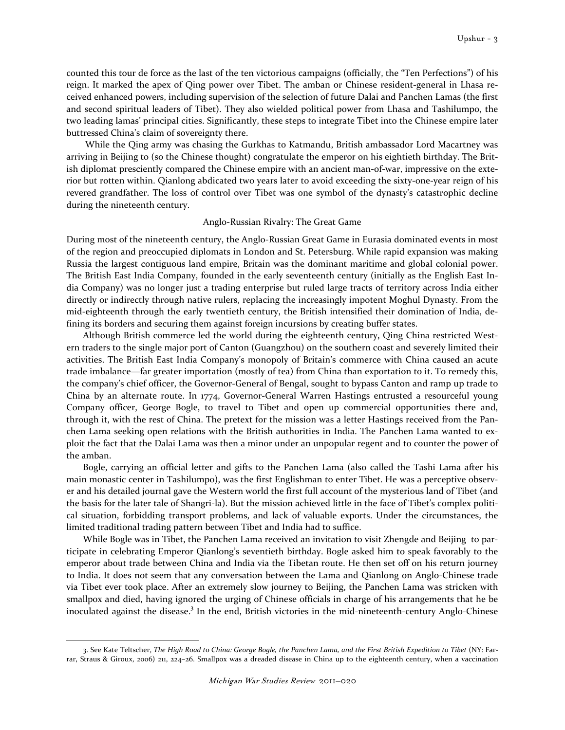counted this tour de force as the last of the ten victorious campaigns (officially, the "Ten Perfections") of his reign. It marked the apex of Qing power over Tibet. The amban or Chinese resident-general in Lhasa received enhanced powers, including supervision of the selection of future Dalai and Panchen Lamas (the first and second spiritual leaders of Tibet). They also wielded political power from Lhasa and Tashilumpo, the two leading lamas' principal cities. Significantly, these steps to integrate Tibet into the Chinese empire later buttressed China's claim of sovereignty there.

While the Qing army was chasing the Gurkhas to Katmandu, British ambassador Lord Macartney was arriving in Beijing to (so the Chinese thought) congratulate the emperor on his eightieth birthday. The British diplomat presciently compared the Chinese empire with an ancient man-of-war, impressive on the exterior but rotten within. Qianlong abdicated two years later to avoid exceeding the sixty-one-year reign of his revered grandfather. The loss of control over Tibet was one symbol of the dynasty's catastrophic decline during the nineteenth century.

## Anglo-Russian Rivalry: The Great Game

During most of the nineteenth century, the Anglo-Russian Great Game in Eurasia dominated events in most of the region and preoccupied diplomats in London and St. Petersburg. While rapid expansion was making Russia the largest contiguous land empire, Britain was the dominant maritime and global colonial power. The British East India Company, founded in the early seventeenth century (initially as the English East India Company) was no longer just a trading enterprise but ruled large tracts of territory across India either directly or indirectly through native rulers, replacing the increasingly impotent Moghul Dynasty. From the mid-eighteenth through the early twentieth century, the British intensified their domination of India, defining its borders and securing them against foreign incursions by creating buffer states.

Although British commerce led the world during the eighteenth century, Qing China restricted Western traders to the single major port of Canton (Guangzhou) on the southern coast and severely limited their activities. The British East India Company's monopoly of Britain's commerce with China caused an acute trade imbalance—far greater importation (mostly of tea) from China than exportation to it. To remedy this, the company's chief officer, the Governor-General of Bengal, sought to bypass Canton and ramp up trade to China by an alternate route. In 1774, Governor-General Warren Hastings entrusted a resourceful young Company officer, George Bogle, to travel to Tibet and open up commercial opportunities there and, through it, with the rest of China. The pretext for the mission was a letter Hastings received from the Panchen Lama seeking open relations with the British authorities in India. The Panchen Lama wanted to exploit the fact that the Dalai Lama was then a minor under an unpopular regent and to counter the power of the amban.

Bogle, carrying an official letter and gifts to the Panchen Lama (also called the Tashi Lama after his main monastic center in Tashilumpo), was the first Englishman to enter Tibet. He was a perceptive observer and his detailed journal gave the Western world the first full account of the mysterious land of Tibet (and the basis for the later tale of Shangri-la). But the mission achieved little in the face of Tibet's complex political situation, forbidding transport problems, and lack of valuable exports. Under the circumstances, the limited traditional trading pattern between Tibet and India had to suffice.

While Bogle was in Tibet, the Panchen Lama received an invitation to visit Zhengde and Beijing to participate in celebrating Emperor Qianlong's seventieth birthday. Bogle asked him to speak favorably to the emperor about trade between China and India via the Tibetan route. He then set off on his return journey to India. It does not seem that any conversation between the Lama and Qianlong on Anglo-Chinese trade via Tibet ever took place. After an extremely slow journey to Beijing, the Panchen Lama was stricken with smallpox and died, having ignored the urging of Chinese officials in charge of his arrangements that he be inoculated against the disease.[3] In the end, British victories in the mid-nineteenth-century Anglo-Chinese

---

3. See Kate Teltscher, *The High Road to China: George Bogle, the Panchen Lama, and the First British Expedition to Tibet* (NY: Farrar, Straus & Giroux, 2006) 211, 224–26. Smallpox was a dreaded disease in China up to the eighteenth century, when a vaccination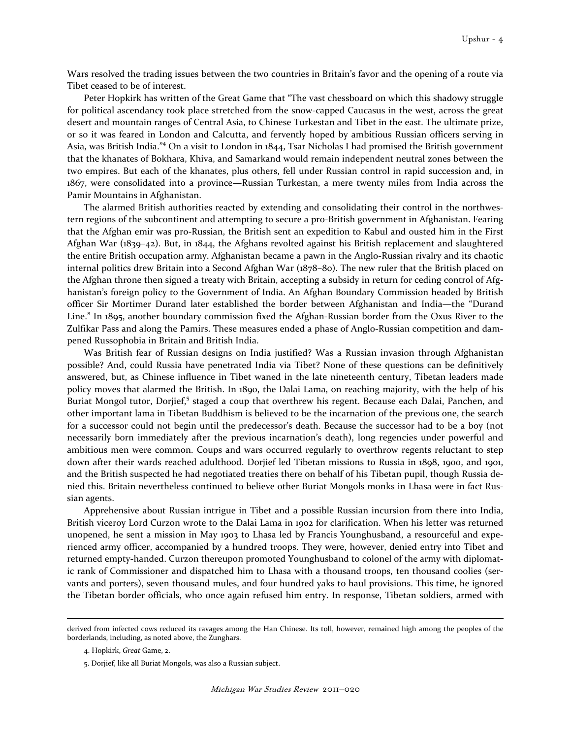Wars resolved the trading issues between the two countries in Britain's favor and the opening of a route via Tibet ceased to be of interest.

Peter Hopkirk has written of the Great Game that "The vast chessboard on which this shadowy struggle for political ascendancy took place stretched from the snow-capped Caucasus in the west, across the great desert and mountain ranges of Central Asia, to Chinese Turkestan and Tibet in the east. The ultimate prize, or so it was feared in London and Calcutta, and fervently hoped by ambitious Russian officers serving in Asia, was British India."[4] On a visit to London in 1844, Tsar Nicholas I had promised the British government that the khanates of Bokhara, Khiva, and Samarkand would remain independent neutral zones between the two empires. But each of the khanates, plus others, fell under Russian control in rapid succession and, in 1867, were consolidated into a province—Russian Turkestan, a mere twenty miles from India across the Pamir Mountains in Afghanistan.

The alarmed British authorities reacted by extending and consolidating their control in the northwestern regions of the subcontinent and attempting to secure a pro-British government in Afghanistan. Fearing that the Afghan emir was pro-Russian, the British sent an expedition to Kabul and ousted him in the First Afghan War (1839–42). But, in 1844, the Afghans revolted against his British replacement and slaughtered the entire British occupation army. Afghanistan became a pawn in the Anglo-Russian rivalry and its chaotic internal politics drew Britain into a Second Afghan War (1878–80). The new ruler that the British placed on the Afghan throne then signed a treaty with Britain, accepting a subsidy in return for ceding control of Afghanistan's foreign policy to the Government of India. An Afghan Boundary Commission headed by British officer Sir Mortimer Durand later established the border between Afghanistan and India—the "Durand Line." In 1895, another boundary commission fixed the Afghan-Russian border from the Oxus River to the Zulfikar Pass and along the Pamirs. These measures ended a phase of Anglo-Russian competition and dampened Russophobia in Britain and British India.

Was British fear of Russian designs on India justified? Was a Russian invasion through Afghanistan possible? And, could Russia have penetrated India via Tibet? None of these questions can be definitively answered, but, as Chinese influence in Tibet waned in the late nineteenth century, Tibetan leaders made policy moves that alarmed the British. In 1890, the Dalai Lama, on reaching majority, with the help of his Buriat Mongol tutor, Dorjief,[5] staged a coup that overthrew his regent. Because each Dalai, Panchen, and other important lama in Tibetan Buddhism is believed to be the incarnation of the previous one, the search for a successor could not begin until the predecessor's death. Because the successor had to be a boy (not necessarily born immediately after the previous incarnation's death), long regencies under powerful and ambitious men were common. Coups and wars occurred regularly to overthrow regents reluctant to step down after their wards reached adulthood. Dorjief led Tibetan missions to Russia in 1898, 1900, and 1901, and the British suspected he had negotiated treaties there on behalf of his Tibetan pupil, though Russia denied this. Britain nevertheless continued to believe other Buriat Mongols monks in Lhasa were in fact Russian agents.

Apprehensive about Russian intrigue in Tibet and a possible Russian incursion from there into India, British viceroy Lord Curzon wrote to the Dalai Lama in 1902 for clarification. When his letter was returned unopened, he sent a mission in May 1903 to Lhasa led by Francis Younghusband, a resourceful and experienced army officer, accompanied by a hundred troops. They were, however, denied entry into Tibet and returned empty-handed. Curzon thereupon promoted Younghusband to colonel of the army with diplomatic rank of Commissioner and dispatched him to Lhasa with a thousand troops, ten thousand coolies (servants and porters), seven thousand mules, and four hundred yaks to haul provisions. This time, he ignored the Tibetan border officials, who once again refused him entry. In response, Tibetan soldiers, armed with

---

derived from infected cows reduced its ravages among the Han Chinese. Its toll, however, remained high among the peoples of the borderlands, including, as noted above, the Zunghars.

4. Hopkirk, *Great* Game, 2.

5. Dorjief, like all Buriat Mongols, was also a Russian subject.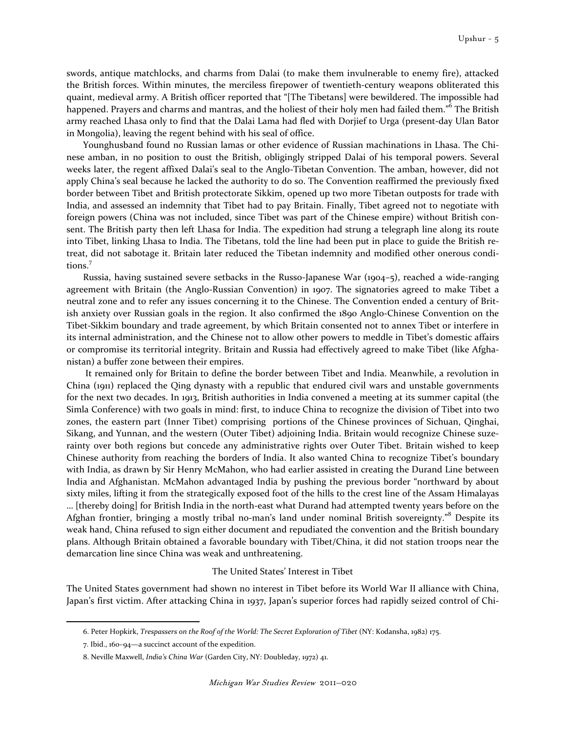swords, antique matchlocks, and charms from Dalai (to make them invulnerable to enemy fire), attacked the British forces. Within minutes, the merciless firepower of twentieth-century weapons obliterated this quaint, medieval army. A British officer reported that "[The Tibetans] were bewildered. The impossible had happened. Prayers and charms and mantras, and the holiest of their holy men had failed them."[6] The British army reached Lhasa only to find that the Dalai Lama had fled with Dorjief to Urga (present-day Ulan Bator in Mongolia), leaving the regent behind with his seal of office.

Younghusband found no Russian lamas or other evidence of Russian machinations in Lhasa. The Chinese amban, in no position to oust the British, obligingly stripped Dalai of his temporal powers. Several weeks later, the regent affixed Dalai's seal to the Anglo-Tibetan Convention. The amban, however, did not apply China's seal because he lacked the authority to do so. The Convention reaffirmed the previously fixed border between Tibet and British protectorate Sikkim, opened up two more Tibetan outposts for trade with India, and assessed an indemnity that Tibet had to pay Britain. Finally, Tibet agreed not to negotiate with foreign powers (China was not included, since Tibet was part of the Chinese empire) without British consent. The British party then left Lhasa for India. The expedition had strung a telegraph line along its route into Tibet, linking Lhasa to India. The Tibetans, told the line had been put in place to guide the British retreat, did not sabotage it. Britain later reduced the Tibetan indemnity and modified other onerous conditions.[7]

Russia, having sustained severe setbacks in the Russo-Japanese War (1904–5), reached a wide-ranging agreement with Britain (the Anglo-Russian Convention) in 1907. The signatories agreed to make Tibet a neutral zone and to refer any issues concerning it to the Chinese. The Convention ended a century of British anxiety over Russian goals in the region. It also confirmed the 1890 Anglo-Chinese Convention on the Tibet-Sikkim boundary and trade agreement, by which Britain consented not to annex Tibet or interfere in its internal administration, and the Chinese not to allow other powers to meddle in Tibet's domestic affairs or compromise its territorial integrity. Britain and Russia had effectively agreed to make Tibet (like Afghanistan) a buffer zone between their empires.

It remained only for Britain to define the border between Tibet and India. Meanwhile, a revolution in China (1911) replaced the Qing dynasty with a republic that endured civil wars and unstable governments for the next two decades. In 1913, British authorities in India convened a meeting at its summer capital (the Simla Conference) with two goals in mind: first, to induce China to recognize the division of Tibet into two zones, the eastern part (Inner Tibet) comprising portions of the Chinese provinces of Sichuan, Qinghai, Sikang, and Yunnan, and the western (Outer Tibet) adjoining India. Britain would recognize Chinese suzerainty over both regions but concede any administrative rights over Outer Tibet. Britain wished to keep Chinese authority from reaching the borders of India. It also wanted China to recognize Tibet's boundary with India, as drawn by Sir Henry McMahon, who had earlier assisted in creating the Durand Line between India and Afghanistan. McMahon advantaged India by pushing the previous border "northward by about sixty miles, lifting it from the strategically exposed foot of the hills to the crest line of the Assam Himalayas … [thereby doing] for British India in the north-east what Durand had attempted twenty years before on the Afghan frontier, bringing a mostly tribal no-man's land under nominal British sovereignty."[8] Despite its weak hand, China refused to sign either document and repudiated the convention and the British boundary plans. Although Britain obtained a favorable boundary with Tibet/China, it did not station troops near the demarcation line since China was weak and unthreatening.

## The United States' Interest in Tibet

The United States government had shown no interest in Tibet before its World War II alliance with China, Japan's first victim. After attacking China in 1937, Japan's superior forces had rapidly seized control of Chi-

---

6. Peter Hopkirk, *Trespassers on the Roof of the World: The Secret Exploration of Tibet* (NY: Kodansha, 1982) 175.

7. Ibid., 160–94—a succinct account of the expedition.

8. Neville Maxwell, *India's China War* (Garden City, NY: Doubleday, 1972) 41.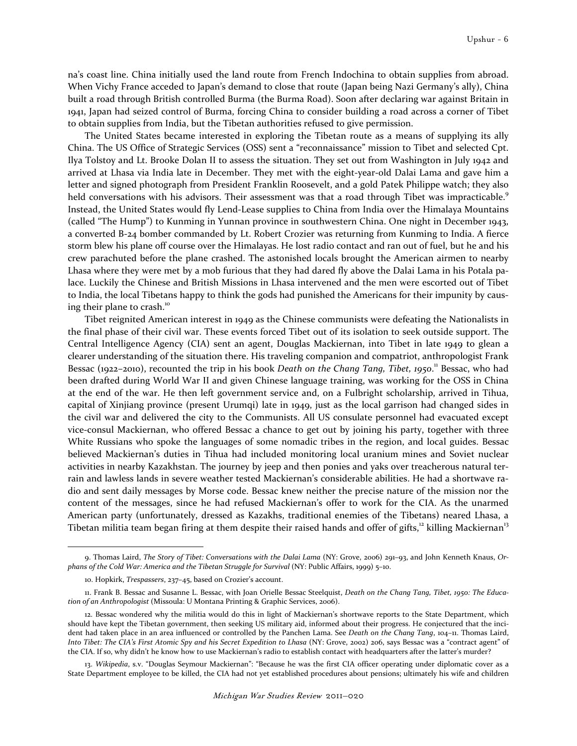na's coast line. China initially used the land route from French Indochina to obtain supplies from abroad. When Vichy France acceded to Japan's demand to close that route (Japan being Nazi Germany's ally), China built a road through British controlled Burma (the Burma Road). Soon after declaring war against Britain in 1941, Japan had seized control of Burma, forcing China to consider building a road across a corner of Tibet to obtain supplies from India, but the Tibetan authorities refused to give permission.

The United States became interested in exploring the Tibetan route as a means of supplying its ally China. The US Office of Strategic Services (OSS) sent a "reconnaissance" mission to Tibet and selected Cpt. Ilya Tolstoy and Lt. Brooke Dolan II to assess the situation. They set out from Washington in July 1942 and arrived at Lhasa via India late in December. They met with the eight-year-old Dalai Lama and gave him a letter and signed photograph from President Franklin Roosevelt, and a gold Patek Philippe watch; they also held conversations with his advisors. Their assessment was that a road through Tibet was impracticable.[9] Instead, the United States would fly Lend-Lease supplies to China from India over the Himalaya Mountains (called "The Hump") to Kunming in Yunnan province in southwestern China. One night in December 1943, a converted B-24 bomber commanded by Lt. Robert Crozier was returning from Kunming to India. A fierce storm blew his plane off course over the Himalayas. He lost radio contact and ran out of fuel, but he and his crew parachuted before the plane crashed. The astonished locals brought the American airmen to nearby Lhasa where they were met by a mob furious that they had dared fly above the Dalai Lama in his Potala palace. Luckily the Chinese and British Missions in Lhasa intervened and the men were escorted out of Tibet to India, the local Tibetans happy to think the gods had punished the Americans for their impunity by causing their plane to crash.[10]

Tibet reignited American interest in 1949 as the Chinese communists were defeating the Nationalists in the final phase of their civil war. These events forced Tibet out of its isolation to seek outside support. The Central Intelligence Agency (CIA) sent an agent, Douglas Mackiernan, into Tibet in late 1949 to glean a clearer understanding of the situation there. His traveling companion and compatriot, anthropologist Frank Bessac (1922–2010), recounted the trip in his book *Death on the Chang Tang, Tibet, 1950*.[11] Bessac, who had been drafted during World War II and given Chinese language training, was working for the OSS in China at the end of the war. He then left government service and, on a Fulbright scholarship, arrived in Tihua, capital of Xinjiang province (present Urumqi) late in 1949, just as the local garrison had changed sides in the civil war and delivered the city to the Communists. All US consulate personnel had evacuated except vice-consul Mackiernan, who offered Bessac a chance to get out by joining his party, together with three White Russians who spoke the languages of some nomadic tribes in the region, and local guides. Bessac believed Mackiernan's duties in Tihua had included monitoring local uranium mines and Soviet nuclear activities in nearby Kazakhstan. The journey by jeep and then ponies and yaks over treacherous natural terrain and lawless lands in severe weather tested Mackiernan's considerable abilities. He had a shortwave radio and sent daily messages by Morse code. Bessac knew neither the precise nature of the mission nor the content of the messages, since he had refused Mackiernan's offer to work for the CIA. As the unarmed American party (unfortunately, dressed as Kazakhs, traditional enemies of the Tibetans) neared Lhasa, a Tibetan militia team began firing at them despite their raised hands and offer of gifts,[12] killing Mackiernan[13]

---

9. Thomas Laird, *The Story of Tibet: Conversations with the Dalai Lama* (NY: Grove, 2006) 291–93, and John Kenneth Knaus, *Orphans of the Cold War: America and the Tibetan Struggle for Survival* (NY: Public Affairs, 1999) 5–10.

10. Hopkirk, *Trespassers*, 237–45, based on Crozier's account.

11. Frank B. Bessac and Susanne L. Bessac, with Joan Orielle Bessac Steelquist, *Death on the Chang Tang, Tibet, 1950: The Education of an Anthropologist* (Missoula: U Montana Printing & Graphic Services, 2006).

12. Bessac wondered why the militia would do this in light of Mackiernan's shortwave reports to the State Department, which should have kept the Tibetan government, then seeking US military aid, informed about their progress. He conjectured that the incident had taken place in an area influenced or controlled by the Panchen Lama. See *Death on the Chang Tang*, 104–11. Thomas Laird, *Into Tibet: The CIA's First Atomic Spy and his Secret Expedition to Lhasa* (NY: Grove, 2002) 206, says Bessac was a "contract agent" of the CIA. If so, why didn't he know how to use Mackiernan's radio to establish contact with headquarters after the latter's murder?

13. *Wikipedia*, s.v. "Douglas Seymour Mackiernan": "Because he was the first CIA officer operating under diplomatic cover as a State Department employee to be killed, the CIA had not yet established procedures about pensions; ultimately his wife and children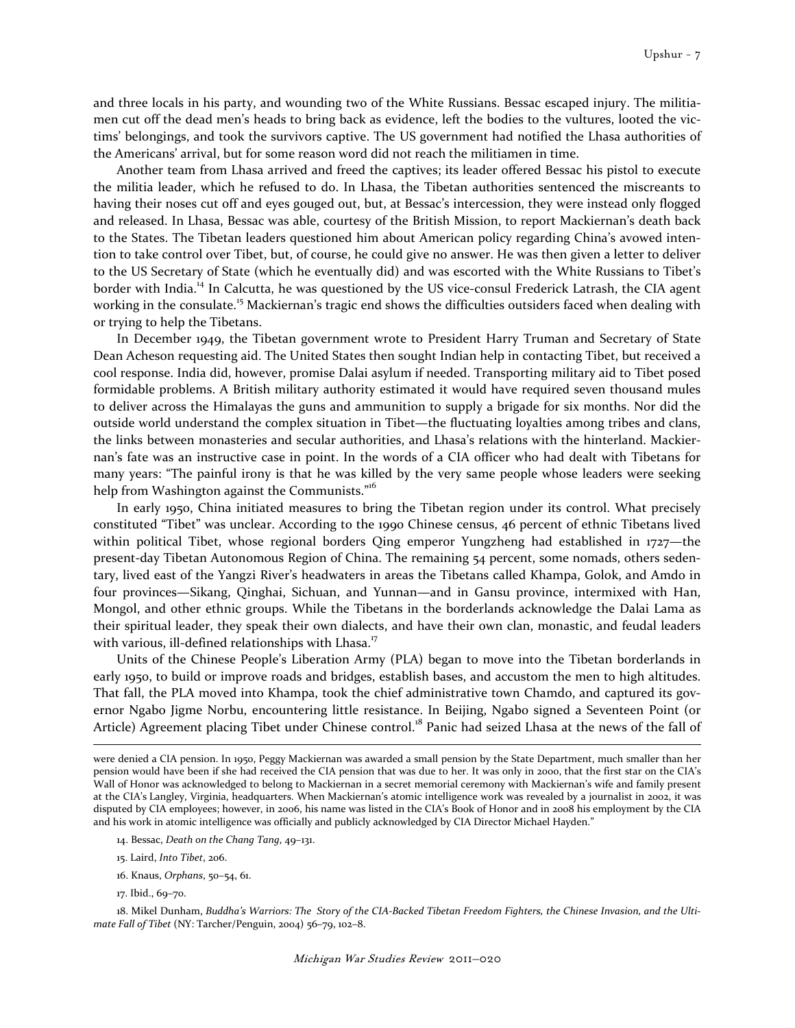and three locals in his party, and wounding two of the White Russians. Bessac escaped injury. The militiamen cut off the dead men's heads to bring back as evidence, left the bodies to the vultures, looted the victims' belongings, and took the survivors captive. The US government had notified the Lhasa authorities of the Americans' arrival, but for some reason word did not reach the militiamen in time.

Another team from Lhasa arrived and freed the captives; its leader offered Bessac his pistol to execute the militia leader, which he refused to do. In Lhasa, the Tibetan authorities sentenced the miscreants to having their noses cut off and eyes gouged out, but, at Bessac's intercession, they were instead only flogged and released. In Lhasa, Bessac was able, courtesy of the British Mission, to report Mackiernan's death back to the States. The Tibetan leaders questioned him about American policy regarding China's avowed intention to take control over Tibet, but, of course, he could give no answer. He was then given a letter to deliver to the US Secretary of State (which he eventually did) and was escorted with the White Russians to Tibet's border with India.[14] In Calcutta, he was questioned by the US vice-consul Frederick Latrash, the CIA agent working in the consulate.[15] Mackiernan's tragic end shows the difficulties outsiders faced when dealing with or trying to help the Tibetans.

In December 1949, the Tibetan government wrote to President Harry Truman and Secretary of State Dean Acheson requesting aid. The United States then sought Indian help in contacting Tibet, but received a cool response. India did, however, promise Dalai asylum if needed. Transporting military aid to Tibet posed formidable problems. A British military authority estimated it would have required seven thousand mules to deliver across the Himalayas the guns and ammunition to supply a brigade for six months. Nor did the outside world understand the complex situation in Tibet—the fluctuating loyalties among tribes and clans, the links between monasteries and secular authorities, and Lhasa's relations with the hinterland. Mackiernan's fate was an instructive case in point. In the words of a CIA officer who had dealt with Tibetans for many years: "The painful irony is that he was killed by the very same people whose leaders were seeking help from Washington against the Communists."[16]

In early 1950, China initiated measures to bring the Tibetan region under its control. What precisely constituted "Tibet" was unclear. According to the 1990 Chinese census, 46 percent of ethnic Tibetans lived within political Tibet, whose regional borders Qing emperor Yungzheng had established in 1727—the present-day Tibetan Autonomous Region of China. The remaining 54 percent, some nomads, others sedentary, lived east of the Yangzi River's headwaters in areas the Tibetans called Khampa, Golok, and Amdo in four provinces—Sikang, Qinghai, Sichuan, and Yunnan—and in Gansu province, intermixed with Han, Mongol, and other ethnic groups. While the Tibetans in the borderlands acknowledge the Dalai Lama as their spiritual leader, they speak their own dialects, and have their own clan, monastic, and feudal leaders with various, ill-defined relationships with Lhasa.[17]

Units of the Chinese People's Liberation Army (PLA) began to move into the Tibetan borderlands in early 1950, to build or improve roads and bridges, establish bases, and accustom the men to high altitudes. That fall, the PLA moved into Khampa, took the chief administrative town Chamdo, and captured its governor Ngabo Jigme Norbu, encountering little resistance. In Beijing, Ngabo signed a Seventeen Point (or Article) Agreement placing Tibet under Chinese control.[18] Panic had seized Lhasa at the news of the fall of

---

were denied a CIA pension. In 1950, Peggy Mackiernan was awarded a small pension by the State Department, much smaller than her pension would have been if she had received the CIA pension that was due to her. It was only in 2000, that the first star on the CIA's Wall of Honor was acknowledged to belong to Mackiernan in a secret memorial ceremony with Mackiernan's wife and family present at the CIA's Langley, Virginia, headquarters. When Mackiernan's atomic intelligence work was revealed by a journalist in 2002, it was disputed by CIA employees; however, in 2006, his name was listed in the CIA's Book of Honor and in 2008 his employment by the CIA and his work in atomic intelligence was officially and publicly acknowledged by CIA Director Michael Hayden."

14. Bessac, *Death on the Chang Tang*, 49–131.

15. Laird, *Into Tibet*, 206.

16. Knaus, *Orphans*, 50–54, 61.

17. Ibid., 69–70.

18. Mikel Dunham, *Buddha's Warriors: The Story of the CIA-Backed Tibetan Freedom Fighters, the Chinese Invasion, and the Ultimate Fall of Tibet* (NY: Tarcher/Penguin, 2004) 56–79, 102–8.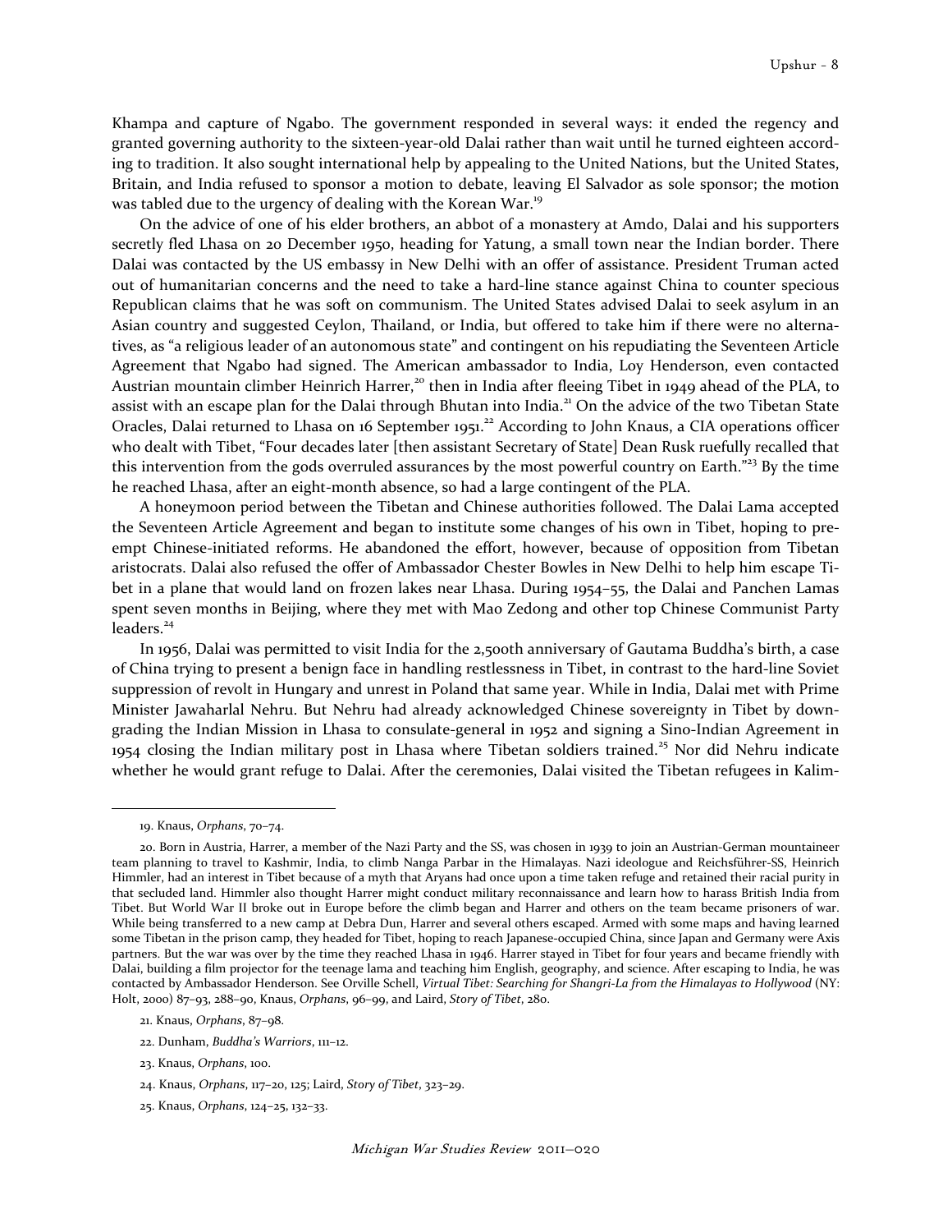Khampa and capture of Ngabo. The government responded in several ways: it ended the regency and granted governing authority to the sixteen-year-old Dalai rather than wait until he turned eighteen according to tradition. It also sought international help by appealing to the United Nations, but the United States, Britain, and India refused to sponsor a motion to debate, leaving El Salvador as sole sponsor; the motion was tabled due to the urgency of dealing with the Korean War.[19]

On the advice of one of his elder brothers, an abbot of a monastery at Amdo, Dalai and his supporters secretly fled Lhasa on 20 December 1950, heading for Yatung, a small town near the Indian border. There Dalai was contacted by the US embassy in New Delhi with an offer of assistance. President Truman acted out of humanitarian concerns and the need to take a hard-line stance against China to counter specious Republican claims that he was soft on communism. The United States advised Dalai to seek asylum in an Asian country and suggested Ceylon, Thailand, or India, but offered to take him if there were no alternatives, as "a religious leader of an autonomous state" and contingent on his repudiating the Seventeen Article Agreement that Ngabo had signed. The American ambassador to India, Loy Henderson, even contacted Austrian mountain climber Heinrich Harrer,[20] then in India after fleeing Tibet in 1949 ahead of the PLA, to assist with an escape plan for the Dalai through Bhutan into India.[21] On the advice of the two Tibetan State Oracles, Dalai returned to Lhasa on 16 September 1951.[22] According to John Knaus, a CIA operations officer who dealt with Tibet, "Four decades later [then assistant Secretary of State] Dean Rusk ruefully recalled that this intervention from the gods overruled assurances by the most powerful country on Earth."[23] By the time he reached Lhasa, after an eight-month absence, so had a large contingent of the PLA.

A honeymoon period between the Tibetan and Chinese authorities followed. The Dalai Lama accepted the Seventeen Article Agreement and began to institute some changes of his own in Tibet, hoping to preempt Chinese-initiated reforms. He abandoned the effort, however, because of opposition from Tibetan aristocrats. Dalai also refused the offer of Ambassador Chester Bowles in New Delhi to help him escape Tibet in a plane that would land on frozen lakes near Lhasa. During 1954–55, the Dalai and Panchen Lamas spent seven months in Beijing, where they met with Mao Zedong and other top Chinese Communist Party leaders.[24]

In 1956, Dalai was permitted to visit India for the 2,500th anniversary of Gautama Buddha's birth, a case of China trying to present a benign face in handling restlessness in Tibet, in contrast to the hard-line Soviet suppression of revolt in Hungary and unrest in Poland that same year. While in India, Dalai met with Prime Minister Jawaharlal Nehru. But Nehru had already acknowledged Chinese sovereignty in Tibet by downgrading the Indian Mission in Lhasa to consulate-general in 1952 and signing a Sino-Indian Agreement in 1954 closing the Indian military post in Lhasa where Tibetan soldiers trained.[25] Nor did Nehru indicate whether he would grant refuge to Dalai. After the ceremonies, Dalai visited the Tibetan refugees in Kalim-

---

19. Knaus, *Orphans*, 70–74.

20. Born in Austria, Harrer, a member of the Nazi Party and the SS, was chosen in 1939 to join an Austrian-German mountaineer team planning to travel to Kashmir, India, to climb Nanga Parbar in the Himalayas. Nazi ideologue and Reichsführer-SS, Heinrich Himmler, had an interest in Tibet because of a myth that Aryans had once upon a time taken refuge and retained their racial purity in that secluded land. Himmler also thought Harrer might conduct military reconnaissance and learn how to harass British India from Tibet. But World War II broke out in Europe before the climb began and Harrer and others on the team became prisoners of war. While being transferred to a new camp at Debra Dun, Harrer and several others escaped. Armed with some maps and having learned some Tibetan in the prison camp, they headed for Tibet, hoping to reach Japanese-occupied China, since Japan and Germany were Axis partners. But the war was over by the time they reached Lhasa in 1946. Harrer stayed in Tibet for four years and became friendly with Dalai, building a film projector for the teenage lama and teaching him English, geography, and science. After escaping to India, he was contacted by Ambassador Henderson. See Orville Schell, *Virtual Tibet: Searching for Shangri-La from the Himalayas to Hollywood* (NY: Holt, 2000) 87–93, 288–90, Knaus, *Orphans*, 96–99, and Laird, *Story of Tibet*, 280.

21. Knaus, *Orphans*, 87–98.

22. Dunham, *Buddha's Warriors*, 111–12.

23. Knaus, *Orphans*, 100.

24. Knaus, *Orphans*, 117–20, 125; Laird, *Story of Tibet*, 323–29.

25. Knaus, *Orphans*, 124–25, 132–33.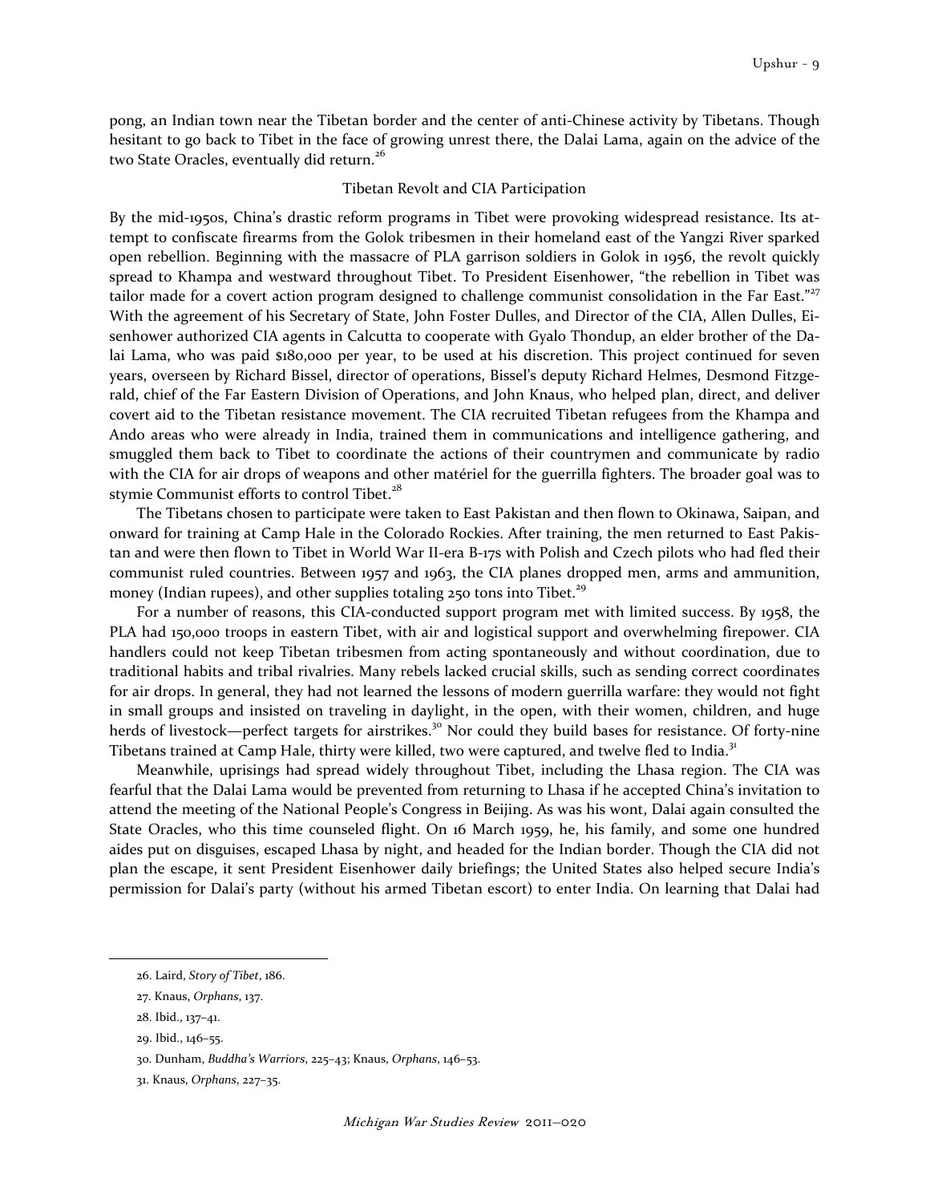pong, an Indian town near the Tibetan border and the center of anti-Chinese activity by Tibetans. Though hesitant to go back to Tibet in the face of growing unrest there, the Dalai Lama, again on the advice of the two State Oracles, eventually did return.[26]

## Tibetan Revolt and CIA Participation

By the mid-1950s, China's drastic reform programs in Tibet were provoking widespread resistance. Its attempt to confiscate firearms from the Golok tribesmen in their homeland east of the Yangzi River sparked open rebellion. Beginning with the massacre of PLA garrison soldiers in Golok in 1956, the revolt quickly spread to Khampa and westward throughout Tibet. To President Eisenhower, "the rebellion in Tibet was tailor made for a covert action program designed to challenge communist consolidation in the Far East."[27] With the agreement of his Secretary of State, John Foster Dulles, and Director of the CIA, Allen Dulles, Eisenhower authorized CIA agents in Calcutta to cooperate with Gyalo Thondup, an elder brother of the Dalai Lama, who was paid $180,000 per year, to be used at his discretion. This project continued for seven years, overseen by Richard Bissel, director of operations, Bissel's deputy Richard Helmes, Desmond Fitzgerald, chief of the Far Eastern Division of Operations, and John Knaus, who helped plan, direct, and deliver covert aid to the Tibetan resistance movement. The CIA recruited Tibetan refugees from the Khampa and Ando areas who were already in India, trained them in communications and intelligence gathering, and smuggled them back to Tibet to coordinate the actions of their countrymen and communicate by radio with the CIA for air drops of weapons and other matériel for the guerrilla fighters. The broader goal was to stymie Communist efforts to control Tibet.[28]

The Tibetans chosen to participate were taken to East Pakistan and then flown to Okinawa, Saipan, and onward for training at Camp Hale in the Colorado Rockies. After training, the men returned to East Pakistan and were then flown to Tibet in World War II-era B-17s with Polish and Czech pilots who had fled their communist ruled countries. Between 1957 and 1963, the CIA planes dropped men, arms and ammunition, money (Indian rupees), and other supplies totaling 250 tons into Tibet.[29]

For a number of reasons, this CIA-conducted support program met with limited success. By 1958, the PLA had 150,000 troops in eastern Tibet, with air and logistical support and overwhelming firepower. CIA handlers could not keep Tibetan tribesmen from acting spontaneously and without coordination, due to traditional habits and tribal rivalries. Many rebels lacked crucial skills, such as sending correct coordinates for air drops. In general, they had not learned the lessons of modern guerrilla warfare: they would not fight in small groups and insisted on traveling in daylight, in the open, with their women, children, and huge herds of livestock—perfect targets for airstrikes.[30] Nor could they build bases for resistance. Of forty-nine Tibetans trained at Camp Hale, thirty were killed, two were captured, and twelve fled to India.[31]

Meanwhile, uprisings had spread widely throughout Tibet, including the Lhasa region. The CIA was fearful that the Dalai Lama would be prevented from returning to Lhasa if he accepted China's invitation to attend the meeting of the National People's Congress in Beijing. As was his wont, Dalai again consulted the State Oracles, who this time counseled flight. On 16 March 1959, he, his family, and some one hundred aides put on disguises, escaped Lhasa by night, and headed for the Indian border. Though the CIA did not plan the escape, it sent President Eisenhower daily briefings; the United States also helped secure India's permission for Dalai's party (without his armed Tibetan escort) to enter India. On learning that Dalai had

---

26. Laird, *Story of Tibet*, 186.

27. Knaus, *Orphans*, 137.

28. Ibid., 137–41.

29. Ibid., 146–55.

30. Dunham, *Buddha's Warriors*, 225–43; Knaus, *Orphans*, 146–53.

31. Knaus, *Orphans*, 227–35.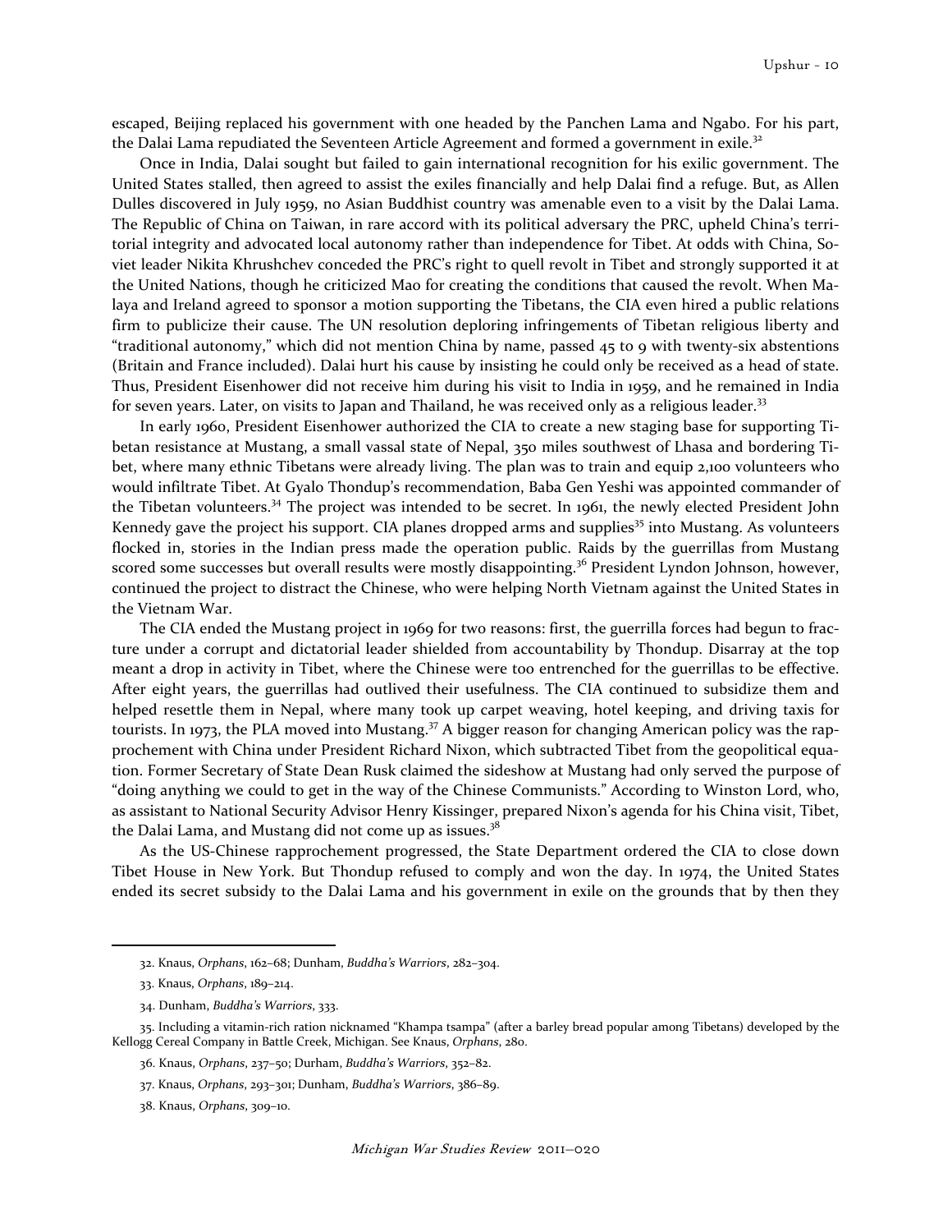escaped, Beijing replaced his government with one headed by the Panchen Lama and Ngabo. For his part, the Dalai Lama repudiated the Seventeen Article Agreement and formed a government in exile.[32]

Once in India, Dalai sought but failed to gain international recognition for his exilic government. The United States stalled, then agreed to assist the exiles financially and help Dalai find a refuge. But, as Allen Dulles discovered in July 1959, no Asian Buddhist country was amenable even to a visit by the Dalai Lama. The Republic of China on Taiwan, in rare accord with its political adversary the PRC, upheld China's territorial integrity and advocated local autonomy rather than independence for Tibet. At odds with China, Soviet leader Nikita Khrushchev conceded the PRC's right to quell revolt in Tibet and strongly supported it at the United Nations, though he criticized Mao for creating the conditions that caused the revolt. When Malaya and Ireland agreed to sponsor a motion supporting the Tibetans, the CIA even hired a public relations firm to publicize their cause. The UN resolution deploring infringements of Tibetan religious liberty and "traditional autonomy," which did not mention China by name, passed 45 to 9 with twenty-six abstentions (Britain and France included). Dalai hurt his cause by insisting he could only be received as a head of state. Thus, President Eisenhower did not receive him during his visit to India in 1959, and he remained in India for seven years. Later, on visits to Japan and Thailand, he was received only as a religious leader.[33]

In early 1960, President Eisenhower authorized the CIA to create a new staging base for supporting Tibetan resistance at Mustang, a small vassal state of Nepal, 350 miles southwest of Lhasa and bordering Tibet, where many ethnic Tibetans were already living. The plan was to train and equip 2,100 volunteers who would infiltrate Tibet. At Gyalo Thondup's recommendation, Baba Gen Yeshi was appointed commander of the Tibetan volunteers.[34] The project was intended to be secret. In 1961, the newly elected President John Kennedy gave the project his support. CIA planes dropped arms and supplies[35] into Mustang. As volunteers flocked in, stories in the Indian press made the operation public. Raids by the guerrillas from Mustang scored some successes but overall results were mostly disappointing.[36] President Lyndon Johnson, however, continued the project to distract the Chinese, who were helping North Vietnam against the United States in the Vietnam War.

The CIA ended the Mustang project in 1969 for two reasons: first, the guerrilla forces had begun to fracture under a corrupt and dictatorial leader shielded from accountability by Thondup. Disarray at the top meant a drop in activity in Tibet, where the Chinese were too entrenched for the guerrillas to be effective. After eight years, the guerrillas had outlived their usefulness. The CIA continued to subsidize them and helped resettle them in Nepal, where many took up carpet weaving, hotel keeping, and driving taxis for tourists. In 1973, the PLA moved into Mustang.[37] A bigger reason for changing American policy was the rapprochement with China under President Richard Nixon, which subtracted Tibet from the geopolitical equation. Former Secretary of State Dean Rusk claimed the sideshow at Mustang had only served the purpose of "doing anything we could to get in the way of the Chinese Communists." According to Winston Lord, who, as assistant to National Security Advisor Henry Kissinger, prepared Nixon's agenda for his China visit, Tibet, the Dalai Lama, and Mustang did not come up as issues.[38]

As the US-Chinese rapprochement progressed, the State Department ordered the CIA to close down Tibet House in New York. But Thondup refused to comply and won the day. In 1974, the United States ended its secret subsidy to the Dalai Lama and his government in exile on the grounds that by then they

---

32. Knaus, *Orphans*, 162–68; Dunham, *Buddha's Warriors*, 282–304.

33. Knaus, *Orphans*, 189–214.

34. Dunham, *Buddha's Warriors*, 333.

35. Including a vitamin-rich ration nicknamed "Khampa tsampa" (after a barley bread popular among Tibetans) developed by the Kellogg Cereal Company in Battle Creek, Michigan. See Knaus, *Orphans*, 280.

36. Knaus, *Orphans*, 237–50; Durham, *Buddha's Warriors*, 352–82.

37. Knaus, *Orphans*, 293–301; Dunham, *Buddha's Warriors*, 386–89.

38. Knaus, *Orphans*, 309–10.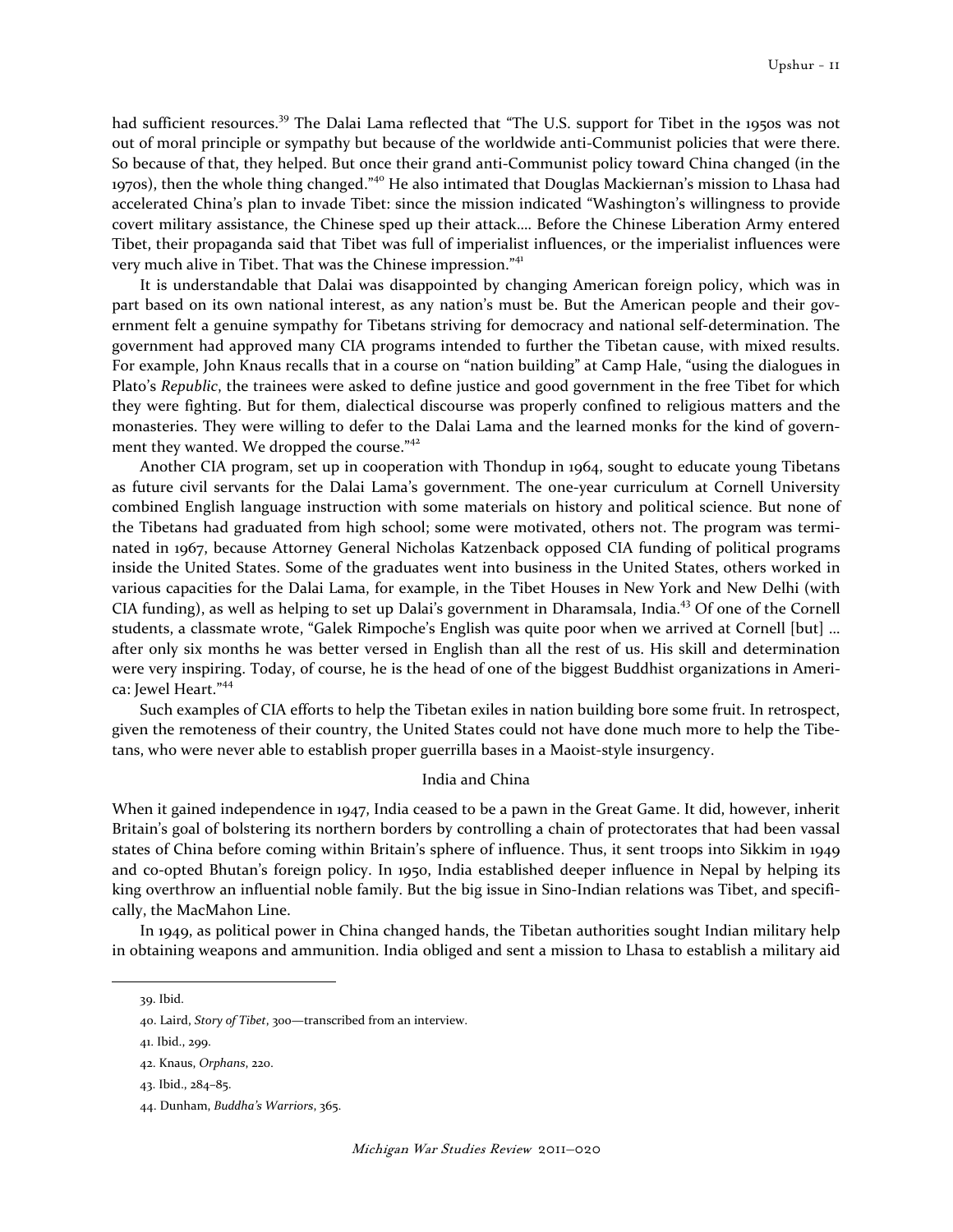had sufficient resources.[39] The Dalai Lama reflected that "The U.S. support for Tibet in the 1950s was not out of moral principle or sympathy but because of the worldwide anti-Communist policies that were there. So because of that, they helped. But once their grand anti-Communist policy toward China changed (in the 1970s), then the whole thing changed."[40] He also intimated that Douglas Mackiernan's mission to Lhasa had accelerated China's plan to invade Tibet: since the mission indicated "Washington's willingness to provide covert military assistance, the Chinese sped up their attack.… Before the Chinese Liberation Army entered Tibet, their propaganda said that Tibet was full of imperialist influences, or the imperialist influences were very much alive in Tibet. That was the Chinese impression."[41]

It is understandable that Dalai was disappointed by changing American foreign policy, which was in part based on its own national interest, as any nation's must be. But the American people and their government felt a genuine sympathy for Tibetans striving for democracy and national self-determination. The government had approved many CIA programs intended to further the Tibetan cause, with mixed results. For example, John Knaus recalls that in a course on "nation building" at Camp Hale, "using the dialogues in Plato's *Republic*, the trainees were asked to define justice and good government in the free Tibet for which they were fighting. But for them, dialectical discourse was properly confined to religious matters and the monasteries. They were willing to defer to the Dalai Lama and the learned monks for the kind of government they wanted. We dropped the course."[42]

Another CIA program, set up in cooperation with Thondup in 1964, sought to educate young Tibetans as future civil servants for the Dalai Lama's government. The one-year curriculum at Cornell University combined English language instruction with some materials on history and political science. But none of the Tibetans had graduated from high school; some were motivated, others not. The program was terminated in 1967, because Attorney General Nicholas Katzenback opposed CIA funding of political programs inside the United States. Some of the graduates went into business in the United States, others worked in various capacities for the Dalai Lama, for example, in the Tibet Houses in New York and New Delhi (with CIA funding), as well as helping to set up Dalai's government in Dharamsala, India.[43] Of one of the Cornell students, a classmate wrote, "Galek Rimpoche's English was quite poor when we arrived at Cornell [but] … after only six months he was better versed in English than all the rest of us. His skill and determination were very inspiring. Today, of course, he is the head of one of the biggest Buddhist organizations in America: Jewel Heart."[44]

Such examples of CIA efforts to help the Tibetan exiles in nation building bore some fruit. In retrospect, given the remoteness of their country, the United States could not have done much more to help the Tibetans, who were never able to establish proper guerrilla bases in a Maoist-style insurgency.

## India and China

When it gained independence in 1947, India ceased to be a pawn in the Great Game. It did, however, inherit Britain's goal of bolstering its northern borders by controlling a chain of protectorates that had been vassal states of China before coming within Britain's sphere of influence. Thus, it sent troops into Sikkim in 1949 and co-opted Bhutan's foreign policy. In 1950, India established deeper influence in Nepal by helping its king overthrow an influential noble family. But the big issue in Sino-Indian relations was Tibet, and specifically, the MacMahon Line.

In 1949, as political power in China changed hands, the Tibetan authorities sought Indian military help in obtaining weapons and ammunition. India obliged and sent a mission to Lhasa to establish a military aid

---

39. Ibid.

40. Laird, *Story of Tibet*, 300—transcribed from an interview.

41. Ibid., 299.

42. Knaus, *Orphans*, 220.

43. Ibid., 284–85.

44. Dunham, *Buddha's Warriors*, 365.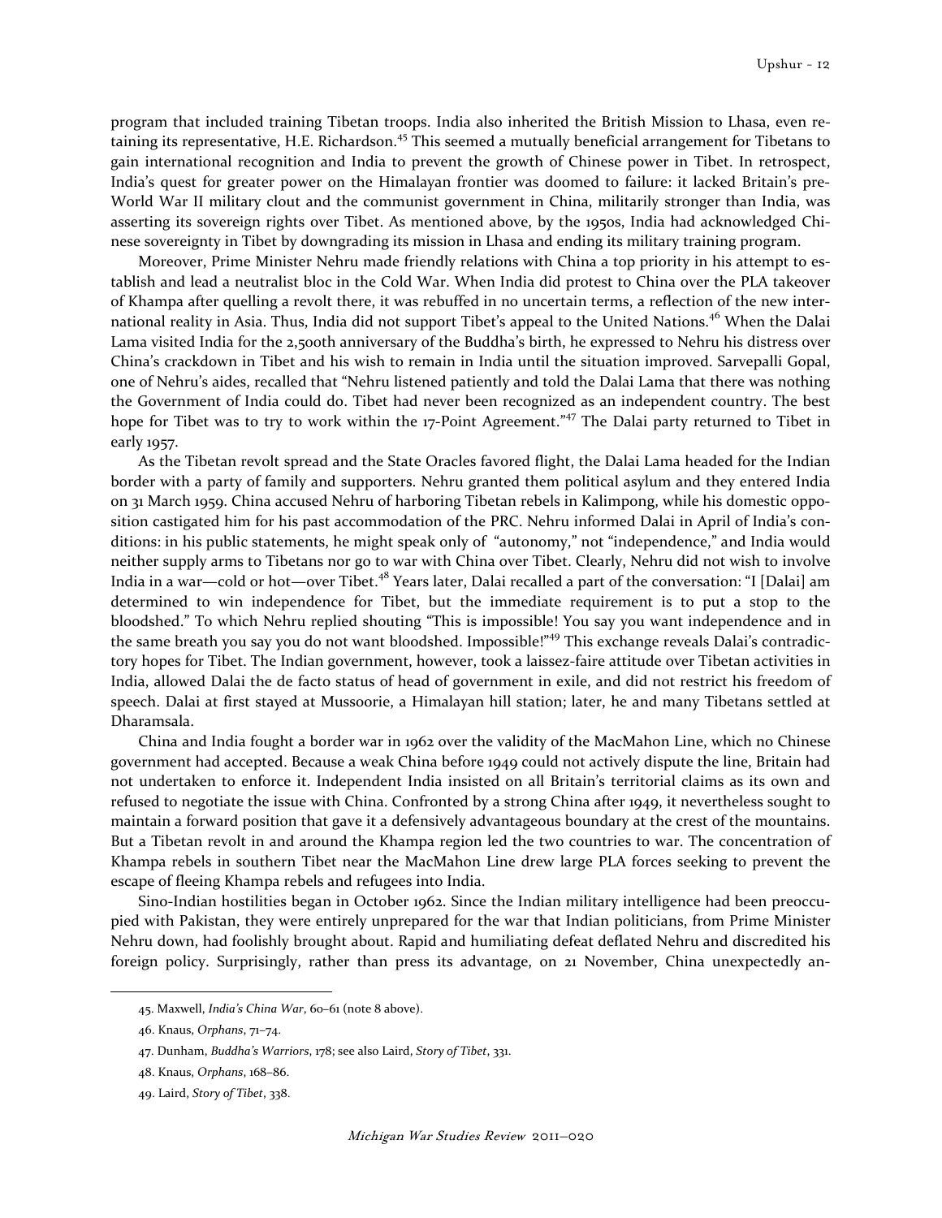program that included training Tibetan troops. India also inherited the British Mission to Lhasa, even retaining its representative, H.E. Richardson.[45] This seemed a mutually beneficial arrangement for Tibetans to gain international recognition and India to prevent the growth of Chinese power in Tibet. In retrospect, India's quest for greater power on the Himalayan frontier was doomed to failure: it lacked Britain's pre-World War II military clout and the communist government in China, militarily stronger than India, was asserting its sovereign rights over Tibet. As mentioned above, by the 1950s, India had acknowledged Chinese sovereignty in Tibet by downgrading its mission in Lhasa and ending its military training program.

Moreover, Prime Minister Nehru made friendly relations with China a top priority in his attempt to establish and lead a neutralist bloc in the Cold War. When India did protest to China over the PLA takeover of Khampa after quelling a revolt there, it was rebuffed in no uncertain terms, a reflection of the new international reality in Asia. Thus, India did not support Tibet's appeal to the United Nations.[46] When the Dalai Lama visited India for the 2,500th anniversary of the Buddha's birth, he expressed to Nehru his distress over China's crackdown in Tibet and his wish to remain in India until the situation improved. Sarvepalli Gopal, one of Nehru's aides, recalled that "Nehru listened patiently and told the Dalai Lama that there was nothing the Government of India could do. Tibet had never been recognized as an independent country. The best hope for Tibet was to try to work within the 17-Point Agreement."[47] The Dalai party returned to Tibet in early 1957.

As the Tibetan revolt spread and the State Oracles favored flight, the Dalai Lama headed for the Indian border with a party of family and supporters. Nehru granted them political asylum and they entered India on 31 March 1959. China accused Nehru of harboring Tibetan rebels in Kalimpong, while his domestic opposition castigated him for his past accommodation of the PRC. Nehru informed Dalai in April of India's conditions: in his public statements, he might speak only of "autonomy," not "independence," and India would neither supply arms to Tibetans nor go to war with China over Tibet. Clearly, Nehru did not wish to involve India in a war—cold or hot—over Tibet.[48] Years later, Dalai recalled a part of the conversation: "I [Dalai] am determined to win independence for Tibet, but the immediate requirement is to put a stop to the bloodshed." To which Nehru replied shouting "This is impossible! You say you want independence and in the same breath you say you do not want bloodshed. Impossible!"[49] This exchange reveals Dalai's contradictory hopes for Tibet. The Indian government, however, took a laissez-faire attitude over Tibetan activities in India, allowed Dalai the de facto status of head of government in exile, and did not restrict his freedom of speech. Dalai at first stayed at Mussoorie, a Himalayan hill station; later, he and many Tibetans settled at Dharamsala.

China and India fought a border war in 1962 over the validity of the MacMahon Line, which no Chinese government had accepted. Because a weak China before 1949 could not actively dispute the line, Britain had not undertaken to enforce it. Independent India insisted on all Britain's territorial claims as its own and refused to negotiate the issue with China. Confronted by a strong China after 1949, it nevertheless sought to maintain a forward position that gave it a defensively advantageous boundary at the crest of the mountains. But a Tibetan revolt in and around the Khampa region led the two countries to war. The concentration of Khampa rebels in southern Tibet near the MacMahon Line drew large PLA forces seeking to prevent the escape of fleeing Khampa rebels and refugees into India.

Sino-Indian hostilities began in October 1962. Since the Indian military intelligence had been preoccupied with Pakistan, they were entirely unprepared for the war that Indian politicians, from Prime Minister Nehru down, had foolishly brought about. Rapid and humiliating defeat deflated Nehru and discredited his foreign policy. Surprisingly, rather than press its advantage, on 21 November, China unexpectedly an-

45. Maxwell, *India's China War*, 60–61 (note 8 above).

46. Knaus, *Orphans*, 71–74.

47. Dunham, *Buddha's Warriors*, 178; see also Laird, *Story of Tibet*, 331.

48. Knaus, *Orphans*, 168–86.

49. Laird, *Story of Tibet*, 338.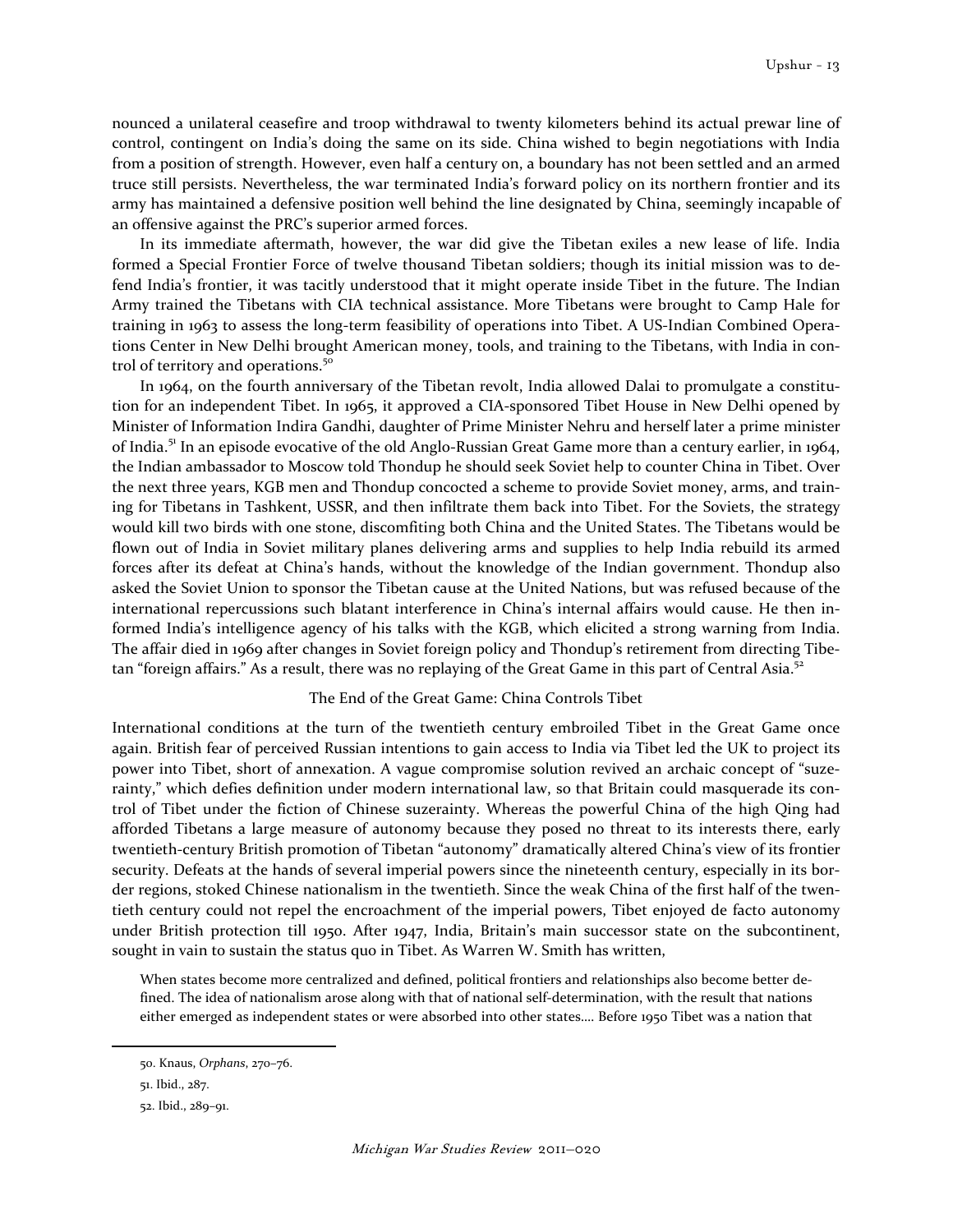nounced a unilateral ceasefire and troop withdrawal to twenty kilometers behind its actual prewar line of control, contingent on India's doing the same on its side. China wished to begin negotiations with India from a position of strength. However, even half a century on, a boundary has not been settled and an armed truce still persists. Nevertheless, the war terminated India's forward policy on its northern frontier and its army has maintained a defensive position well behind the line designated by China, seemingly incapable of an offensive against the PRC's superior armed forces.

In its immediate aftermath, however, the war did give the Tibetan exiles a new lease of life. India formed a Special Frontier Force of twelve thousand Tibetan soldiers; though its initial mission was to defend India's frontier, it was tacitly understood that it might operate inside Tibet in the future. The Indian Army trained the Tibetans with CIA technical assistance. More Tibetans were brought to Camp Hale for training in 1963 to assess the long-term feasibility of operations into Tibet. A US-Indian Combined Operations Center in New Delhi brought American money, tools, and training to the Tibetans, with India in control of territory and operations.[50]

In 1964, on the fourth anniversary of the Tibetan revolt, India allowed Dalai to promulgate a constitution for an independent Tibet. In 1965, it approved a CIA-sponsored Tibet House in New Delhi opened by Minister of Information Indira Gandhi, daughter of Prime Minister Nehru and herself later a prime minister of India.[51] In an episode evocative of the old Anglo-Russian Great Game more than a century earlier, in 1964, the Indian ambassador to Moscow told Thondup he should seek Soviet help to counter China in Tibet. Over the next three years, KGB men and Thondup concocted a scheme to provide Soviet money, arms, and training for Tibetans in Tashkent, USSR, and then infiltrate them back into Tibet. For the Soviets, the strategy would kill two birds with one stone, discomfiting both China and the United States. The Tibetans would be flown out of India in Soviet military planes delivering arms and supplies to help India rebuild its armed forces after its defeat at China's hands, without the knowledge of the Indian government. Thondup also asked the Soviet Union to sponsor the Tibetan cause at the United Nations, but was refused because of the international repercussions such blatant interference in China's internal affairs would cause. He then informed India's intelligence agency of his talks with the KGB, which elicited a strong warning from India. The affair died in 1969 after changes in Soviet foreign policy and Thondup's retirement from directing Tibetan "foreign affairs." As a result, there was no replaying of the Great Game in this part of Central Asia.[52]

## The End of the Great Game: China Controls Tibet

International conditions at the turn of the twentieth century embroiled Tibet in the Great Game once again. British fear of perceived Russian intentions to gain access to India via Tibet led the UK to project its power into Tibet, short of annexation. A vague compromise solution revived an archaic concept of "suzerainty," which defies definition under modern international law, so that Britain could masquerade its control of Tibet under the fiction of Chinese suzerainty. Whereas the powerful China of the high Qing had afforded Tibetans a large measure of autonomy because they posed no threat to its interests there, early twentieth-century British promotion of Tibetan "autonomy" dramatically altered China's view of its frontier security. Defeats at the hands of several imperial powers since the nineteenth century, especially in its border regions, stoked Chinese nationalism in the twentieth. Since the weak China of the first half of the twentieth century could not repel the encroachment of the imperial powers, Tibet enjoyed de facto autonomy under British protection till 1950. After 1947, India, Britain's main successor state on the subcontinent, sought in vain to sustain the status quo in Tibet. As Warren W. Smith has written,

> When states become more centralized and defined, political frontiers and relationships also become better defined. The idea of nationalism arose along with that of national self-determination, with the result that nations either emerged as independent states or were absorbed into other states.... Before 1950 Tibet was a nation that

---

50. Knaus, *Orphans*, 270–76.

51. Ibid., 287.

52. Ibid., 289–91.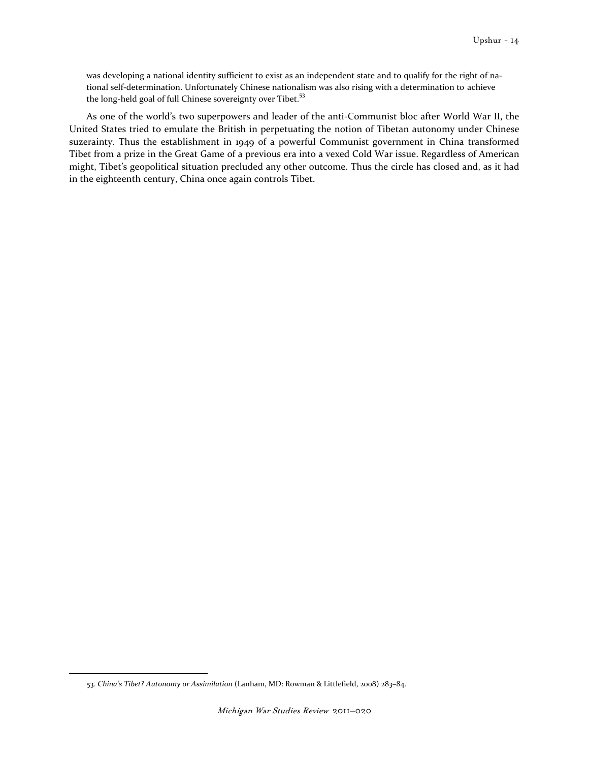> was developing a national identity sufficient to exist as an independent state and to qualify for the right of national self-determination. Unfortunately Chinese nationalism was also rising with a determination to achieve the long-held goal of full Chinese sovereignty over Tibet.[53]

As one of the world's two superpowers and leader of the anti-Communist bloc after World War II, the United States tried to emulate the British in perpetuating the notion of Tibetan autonomy under Chinese suzerainty. Thus the establishment in 1949 of a powerful Communist government in China transformed Tibet from a prize in the Great Game of a previous era into a vexed Cold War issue. Regardless of American might, Tibet's geopolitical situation precluded any other outcome. Thus the circle has closed and, as it had in the eighteenth century, China once again controls Tibet.

---

53. *China's Tibet? Autonomy or Assimilation* (Lanham, MD: Rowman & Littlefield, 2008) 283–84.